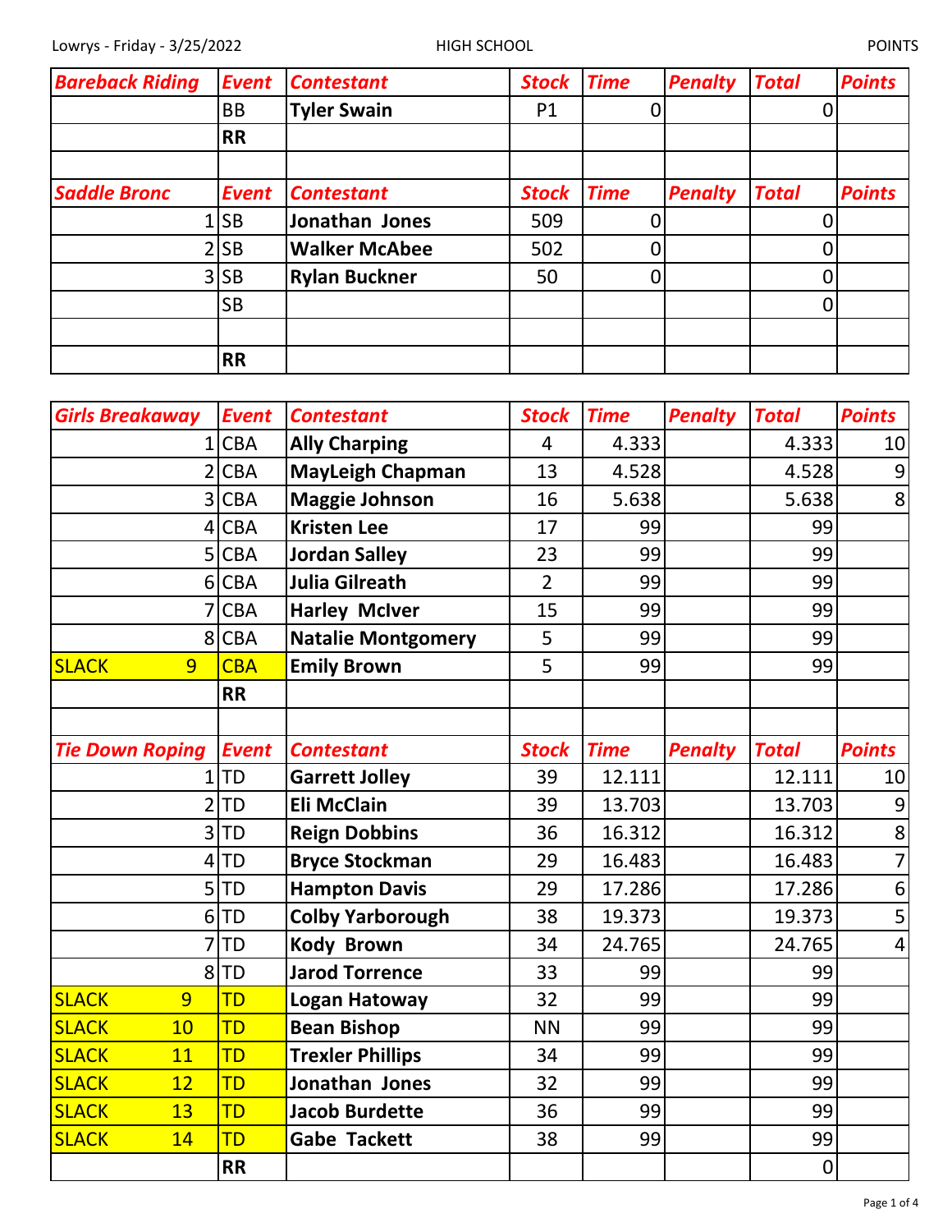Lowrys - Friday - 3/25/2022 HIGH SCHOOL POINTS

| Bareback Riding | Event | Contestant | Stock | Time | Penalty | Total | Points |
|---|---|---|---|---|---|---|---|
| | BB | **Tyler Swain** | P1 | 0 | | 0 | |
| | **RR** | | | | | | |
| | | | | | | | |
| ***Saddle Bronc*** | ***Event*** | ***Contestant*** | ***Stock*** | ***Time*** | ***Penalty*** | ***Total*** | ***Points*** |
| 1 | SB | **Jonathan Jones** | 509 | 0 | | 0 | |
| 2 | SB | **Walker McAbee** | 502 | 0 | | 0 | |
| 3 | SB | **Rylan Buckner** | 50 | 0 | | 0 | |
| | SB | | | | | 0 | |
| | | | | | | | |
| | **RR** | | | | | | |

| Girls Breakaway | Event | Contestant | Stock | Time | Penalty | Total | Points |
|---|---|---|---|---|---|---|---|
| 1 | CBA | **Ally Charping** | 4 | 4.333 | | 4.333 | 10 |
| 2 | CBA | **MayLeigh Chapman** | 13 | 4.528 | | 4.528 | 9 |
| 3 | CBA | **Maggie Johnson** | 16 | 5.638 | | 5.638 | 8 |
| 4 | CBA | **Kristen Lee** | 17 | 99 | | 99 | |
| 5 | CBA | **Jordan Salley** | 23 | 99 | | 99 | |
| 6 | CBA | **Julia Gilreath** | 2 | 99 | | 99 | |
| 7 | CBA | **Harley McIver** | 15 | 99 | | 99 | |
| 8 | CBA | **Natalie Montgomery** | 5 | 99 | | 99 | |
| SLACK 9 | CBA | **Emily Brown** | 5 | 99 | | 99 | |
| | **RR** | | | | | | |
| | | | | | | | |
| ***Tie Down Roping*** | ***Event*** | ***Contestant*** | ***Stock*** | ***Time*** | ***Penalty*** | ***Total*** | ***Points*** |
| 1 | TD | **Garrett Jolley** | 39 | 12.111 | | 12.111 | 10 |
| 2 | TD | **Eli McClain** | 39 | 13.703 | | 13.703 | 9 |
| 3 | TD | **Reign Dobbins** | 36 | 16.312 | | 16.312 | 8 |
| 4 | TD | **Bryce Stockman** | 29 | 16.483 | | 16.483 | 7 |
| 5 | TD | **Hampton Davis** | 29 | 17.286 | | 17.286 | 6 |
| 6 | TD | **Colby Yarborough** | 38 | 19.373 | | 19.373 | 5 |
| 7 | TD | **Kody Brown** | 34 | 24.765 | | 24.765 | 4 |
| 8 | TD | **Jarod Torrence** | 33 | 99 | | 99 | |
| SLACK 9 | TD | **Logan Hatoway** | 32 | 99 | | 99 | |
| SLACK 10 | TD | **Bean Bishop** | NN | 99 | | 99 | |
| SLACK 11 | TD | **Trexler Phillips** | 34 | 99 | | 99 | |
| SLACK 12 | TD | **Jonathan Jones** | 32 | 99 | | 99 | |
| SLACK 13 | TD | **Jacob Burdette** | 36 | 99 | | 99 | |
| SLACK 14 | TD | **Gabe Tackett** | 38 | 99 | | 99 | |
| | **RR** | | | | | 0 | |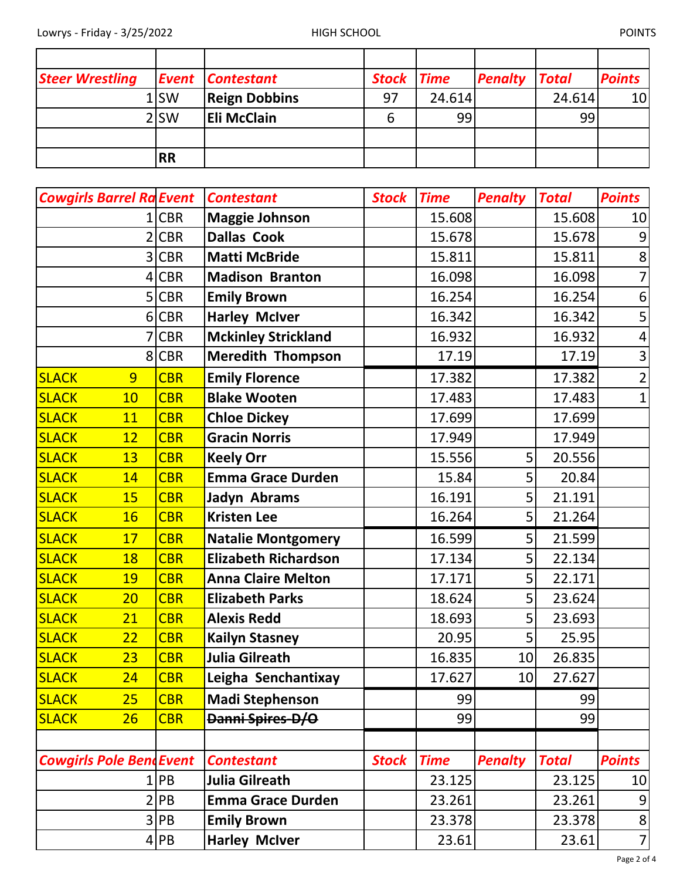Lowrys - Friday - 3/25/2022 HIGH SCHOOL POINTS

| | | | | | | | |
|---|---|---|---|---|---|---|---|
| *Steer Wrestling* | *Event* | *Contestant* | *Stock* | *Time* | *Penalty* | *Total* | *Points* |
| 1 | SW | **Reign Dobbins** | 97 | 24.614 | | 24.614 | 10 |
| 2 | SW | **Eli McClain** | 6 | 99 | | 99 | |
| | | | | | | | |
| | **RR** | | | | | | |

| *Cowgirls Barrel Ra* | *Event* | *Contestant* | *Stock* | *Time* | *Penalty* | *Total* | *Points* |
|---|---|---|---|---|---|---|---|
| 1 | CBR | **Maggie Johnson** | | 15.608 | | 15.608 | 10 |
| 2 | CBR | **Dallas Cook** | | 15.678 | | 15.678 | 9 |
| 3 | CBR | **Matti McBride** | | 15.811 | | 15.811 | 8 |
| 4 | CBR | **Madison Branton** | | 16.098 | | 16.098 | 7 |
| 5 | CBR | **Emily Brown** | | 16.254 | | 16.254 | 6 |
| 6 | CBR | **Harley McIver** | | 16.342 | | 16.342 | 5 |
| 7 | CBR | **Mckinley Strickland** | | 16.932 | | 16.932 | 4 |
| 8 | CBR | **Meredith Thompson** | | 17.19 | | 17.19 | 3 |
| SLACK 9 | CBR | **Emily Florence** | | 17.382 | | 17.382 | 2 |
| SLACK 10 | CBR | **Blake Wooten** | | 17.483 | | 17.483 | 1 |
| SLACK 11 | CBR | **Chloe Dickey** | | 17.699 | | 17.699 | |
| SLACK 12 | CBR | **Gracin Norris** | | 17.949 | | 17.949 | |
| SLACK 13 | CBR | **Keely Orr** | | 15.556 | 5 | 20.556 | |
| SLACK 14 | CBR | **Emma Grace Durden** | | 15.84 | 5 | 20.84 | |
| SLACK 15 | CBR | **Jadyn Abrams** | | 16.191 | 5 | 21.191 | |
| SLACK 16 | CBR | **Kristen Lee** | | 16.264 | 5 | 21.264 | |
| SLACK 17 | CBR | **Natalie Montgomery** | | 16.599 | 5 | 21.599 | |
| SLACK 18 | CBR | **Elizabeth Richardson** | | 17.134 | 5 | 22.134 | |
| SLACK 19 | CBR | **Anna Claire Melton** | | 17.171 | 5 | 22.171 | |
| SLACK 20 | CBR | **Elizabeth Parks** | | 18.624 | 5 | 23.624 | |
| SLACK 21 | CBR | **Alexis Redd** | | 18.693 | 5 | 23.693 | |
| SLACK 22 | CBR | **Kailyn Stasney** | | 20.95 | 5 | 25.95 | |
| SLACK 23 | CBR | **Julia Gilreath** | | 16.835 | 10 | 26.835 | |
| SLACK 24 | CBR | **Leigha Senchantixay** | | 17.627 | 10 | 27.627 | |
| SLACK 25 | CBR | **Madi Stephenson** | | 99 | | 99 | |
| SLACK 26 | CBR | ~~**Danni Spires D/O**~~ | | 99 | | 99 | |
| | | | | | | | |
| *Cowgirls Pole Bend* | *Event* | *Contestant* | *Stock* | *Time* | *Penalty* | *Total* | *Points* |
| 1 | PB | **Julia Gilreath** | | 23.125 | | 23.125 | 10 |
| 2 | PB | **Emma Grace Durden** | | 23.261 | | 23.261 | 9 |
| 3 | PB | **Emily Brown** | | 23.378 | | 23.378 | 8 |
| 4 | PB | **Harley McIver** | | 23.61 | | 23.61 | 7 |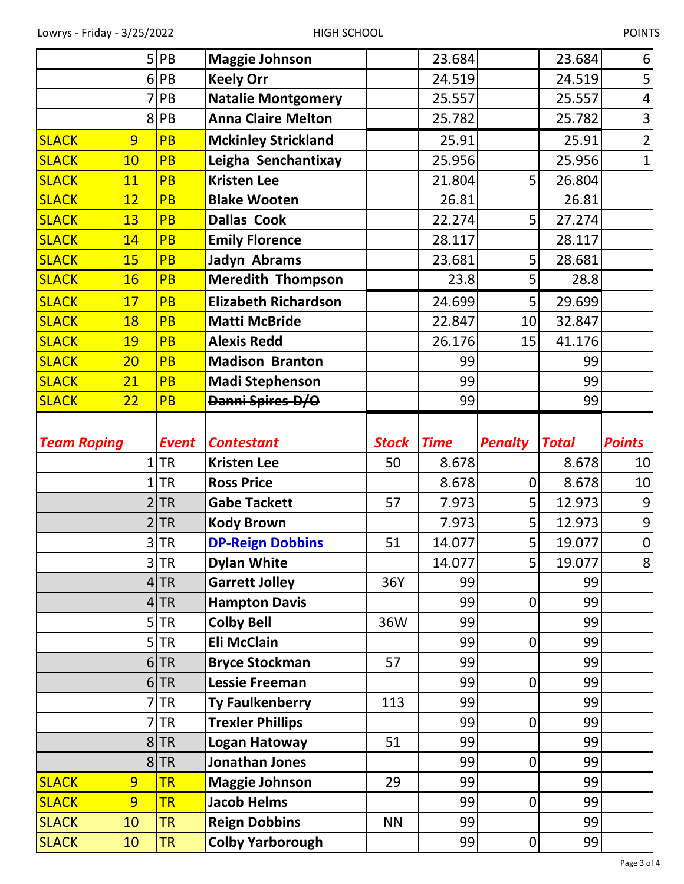| | | | | | | | | |
|---|---|---|---|---|---|---|---|---|
| | 5 | PB | **Maggie Johnson** | | 23.684 | | 23.684 | 6 |
| | 6 | PB | **Keely Orr** | | 24.519 | | 24.519 | 5 |
| | 7 | PB | **Natalie Montgomery** | | 25.557 | | 25.557 | 4 |
| | 8 | PB | **Anna Claire Melton** | | 25.782 | | 25.782 | 3 |
| SLACK | 9 | PB | **Mckinley Strickland** | | 25.91 | | 25.91 | 2 |
| SLACK | 10 | PB | **Leigha Senchantixay** | | 25.956 | | 25.956 | 1 |
| SLACK | 11 | PB | **Kristen Lee** | | 21.804 | 5 | 26.804 | |
| SLACK | 12 | PB | **Blake Wooten** | | 26.81 | | 26.81 | |
| SLACK | 13 | PB | **Dallas Cook** | | 22.274 | 5 | 27.274 | |
| SLACK | 14 | PB | **Emily Florence** | | 28.117 | | 28.117 | |
| SLACK | 15 | PB | **Jadyn Abrams** | | 23.681 | 5 | 28.681 | |
| SLACK | 16 | PB | **Meredith Thompson** | | 23.8 | 5 | 28.8 | |
| SLACK | 17 | PB | **Elizabeth Richardson** | | 24.699 | 5 | 29.699 | |
| SLACK | 18 | PB | **Matti McBride** | | 22.847 | 10 | 32.847 | |
| SLACK | 19 | PB | **Alexis Redd** | | 26.176 | 15 | 41.176 | |
| SLACK | 20 | PB | **Madison Branton** | | 99 | | 99 | |
| SLACK | 21 | PB | **Madi Stephenson** | | 99 | | 99 | |
| SLACK | 22 | PB | ~~**Danni Spires-D/O**~~ | | 99 | | 99 | |

| *Team Roping* | | *Event* | *Contestant* | *Stock* | *Time* | *Penalty* | *Total* | *Points* |
|---|---|---|---|---|---|---|---|---|
| | 1 | TR | **Kristen Lee** | 50 | 8.678 | | 8.678 | 10 |
| | 1 | TR | **Ross Price** | | 8.678 | 0 | 8.678 | 10 |
| | 2 | TR | **Gabe Tackett** | 57 | 7.973 | 5 | 12.973 | 9 |
| | 2 | TR | **Kody Brown** | | 7.973 | 5 | 12.973 | 9 |
| | 3 | TR | **DP-Reign Dobbins** | 51 | 14.077 | 5 | 19.077 | 0 |
| | 3 | TR | **Dylan White** | | 14.077 | 5 | 19.077 | 8 |
| | 4 | TR | **Garrett Jolley** | 36Y | 99 | | 99 | |
| | 4 | TR | **Hampton Davis** | | 99 | 0 | 99 | |
| | 5 | TR | **Colby Bell** | 36W | 99 | | 99 | |
| | 5 | TR | **Eli McClain** | | 99 | 0 | 99 | |
| | 6 | TR | **Bryce Stockman** | 57 | 99 | | 99 | |
| | 6 | TR | **Lessie Freeman** | | 99 | 0 | 99 | |
| | 7 | TR | **Ty Faulkenberry** | 113 | 99 | | 99 | |
| | 7 | TR | **Trexler Phillips** | | 99 | 0 | 99 | |
| | 8 | TR | **Logan Hatoway** | 51 | 99 | | 99 | |
| | 8 | TR | **Jonathan Jones** | | 99 | 0 | 99 | |
| SLACK | 9 | TR | **Maggie Johnson** | 29 | 99 | | 99 | |
| SLACK | 9 | TR | **Jacob Helms** | | 99 | 0 | 99 | |
| SLACK | 10 | TR | **Reign Dobbins** | NN | 99 | | 99 | |
| SLACK | 10 | TR | **Colby Yarborough** | | 99 | 0 | 99 | |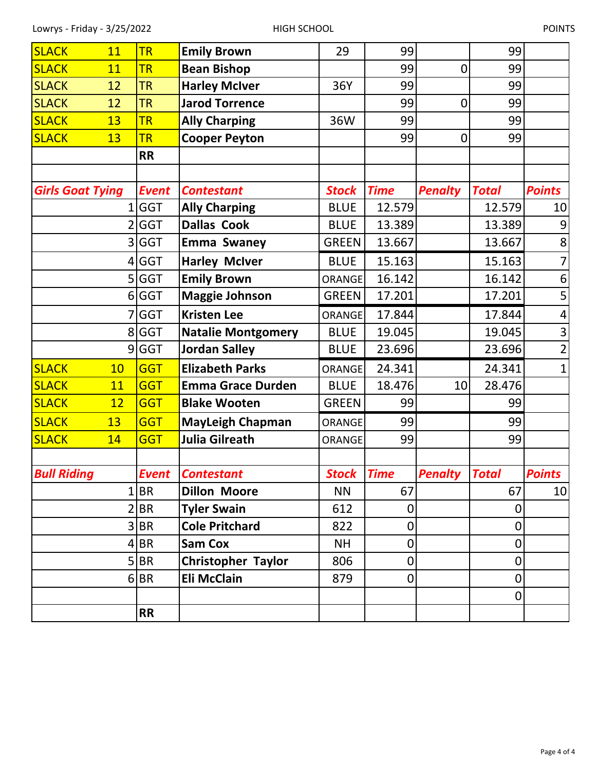| | | | | | | | | |
|---|---|---|---|---|---|---|---|---|
| SLACK | 11 | TR | **Emily Brown** | 29 | 99 | | 99 | |
| SLACK | 11 | TR | **Bean Bishop** | | 99 | 0 | 99 | |
| SLACK | 12 | TR | **Harley McIver** | 36Y | 99 | | 99 | |
| SLACK | 12 | TR | **Jarod Torrence** | | 99 | 0 | 99 | |
| SLACK | 13 | TR | **Ally Charping** | 36W | 99 | | 99 | |
| SLACK | 13 | TR | **Cooper Peyton** | | 99 | 0 | 99 | |
| | | **RR** | | | | | | |
| | | | | | | | | |
| ***Girls Goat Tying*** | | ***Event*** | ***Contestant*** | ***Stock*** | ***Time*** | ***Penalty*** | ***Total*** | ***Points*** |
| | 1 | GGT | **Ally Charping** | BLUE | 12.579 | | 12.579 | 10 |
| | 2 | GGT | **Dallas Cook** | BLUE | 13.389 | | 13.389 | 9 |
| | 3 | GGT | **Emma Swaney** | GREEN | 13.667 | | 13.667 | 8 |
| | 4 | GGT | **Harley McIver** | BLUE | 15.163 | | 15.163 | 7 |
| | 5 | GGT | **Emily Brown** | ORANGE | 16.142 | | 16.142 | 6 |
| | 6 | GGT | **Maggie Johnson** | GREEN | 17.201 | | 17.201 | 5 |
| | 7 | GGT | **Kristen Lee** | ORANGE | 17.844 | | 17.844 | 4 |
| | 8 | GGT | **Natalie Montgomery** | BLUE | 19.045 | | 19.045 | 3 |
| | 9 | GGT | **Jordan Salley** | BLUE | 23.696 | | 23.696 | 2 |
| SLACK | 10 | GGT | **Elizabeth Parks** | ORANGE | 24.341 | | 24.341 | 1 |
| SLACK | 11 | GGT | **Emma Grace Durden** | BLUE | 18.476 | 10 | 28.476 | |
| SLACK | 12 | GGT | **Blake Wooten** | GREEN | 99 | | 99 | |
| SLACK | 13 | GGT | **MayLeigh Chapman** | ORANGE | 99 | | 99 | |
| SLACK | 14 | GGT | **Julia Gilreath** | ORANGE | 99 | | 99 | |
| | | | | | | | | |
| ***Bull Riding*** | | ***Event*** | ***Contestant*** | ***Stock*** | ***Time*** | ***Penalty*** | ***Total*** | ***Points*** |
| | 1 | BR | **Dillon Moore** | NN | 67 | | 67 | 10 |
| | 2 | BR | **Tyler Swain** | 612 | 0 | | 0 | |
| | 3 | BR | **Cole Pritchard** | 822 | 0 | | 0 | |
| | 4 | BR | **Sam Cox** | NH | 0 | | 0 | |
| | 5 | BR | **Christopher Taylor** | 806 | 0 | | 0 | |
| | 6 | BR | **Eli McClain** | 879 | 0 | | 0 | |
| | | | | | | | 0 | |
| | | **RR** | | | | | | |